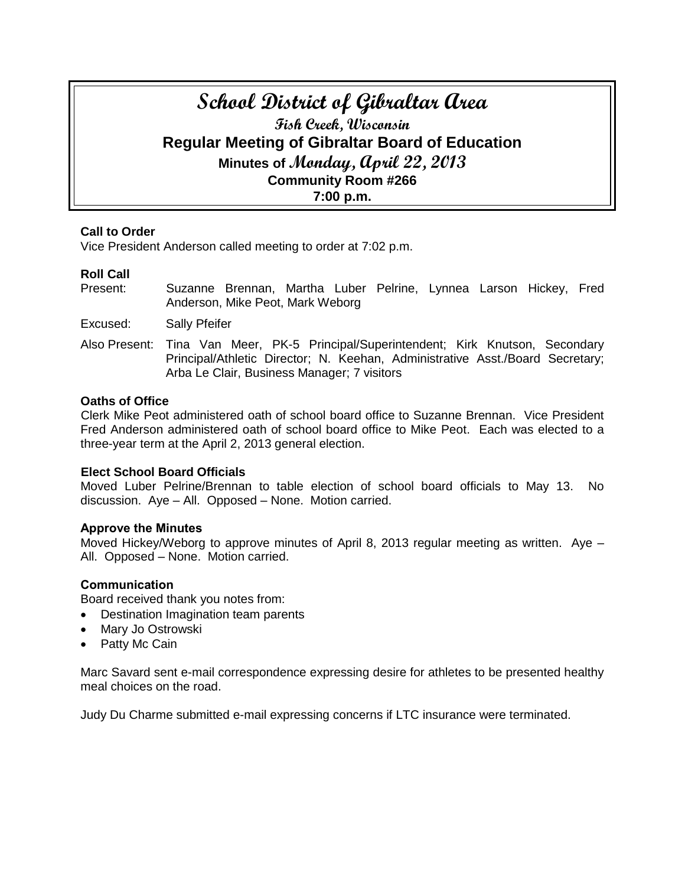# School District of Gibraltar Area

## Fish Creek, Wisconsin

## Regular Meeting of Gibraltar Board of Education

### Minutes of Monday, April 22, 2013

### Community Room #266

### 7:00 p.m.

**Call to Order**

Vice President Anderson called meeting to order at 7:02 p.m.

**Roll Call**

Present: Suzanne Brennan, Martha Luber Pelrine, Lynnea Larson Hickey, Fred Anderson, Mike Peot, Mark Weborg

Excused: Sally Pfeifer

Also Present: Tina Van Meer, PK-5 Principal/Superintendent; Kirk Knutson, Secondary Principal/Athletic Director; N. Keehan, Administrative Asst./Board Secretary; Arba Le Clair, Business Manager; 7 visitors

**Oaths of Office**

Clerk Mike Peot administered oath of school board office to Suzanne Brennan. Vice President Fred Anderson administered oath of school board office to Mike Peot. Each was elected to a three-year term at the April 2, 2013 general election.

**Elect School Board Officials**

Moved Luber Pelrine/Brennan to table election of school board officials to May 13. No discussion. Aye – All. Opposed – None. Motion carried.

**Approve the Minutes**

Moved Hickey/Weborg to approve minutes of April 8, 2013 regular meeting as written. Aye – All. Opposed – None. Motion carried.

**Communication**

Board received thank you notes from:

- Destination Imagination team parents
- Mary Jo Ostrowski
- Patty Mc Cain

Marc Savard sent e-mail correspondence expressing desire for athletes to be presented healthy meal choices on the road.

Judy Du Charme submitted e-mail expressing concerns if LTC insurance were terminated.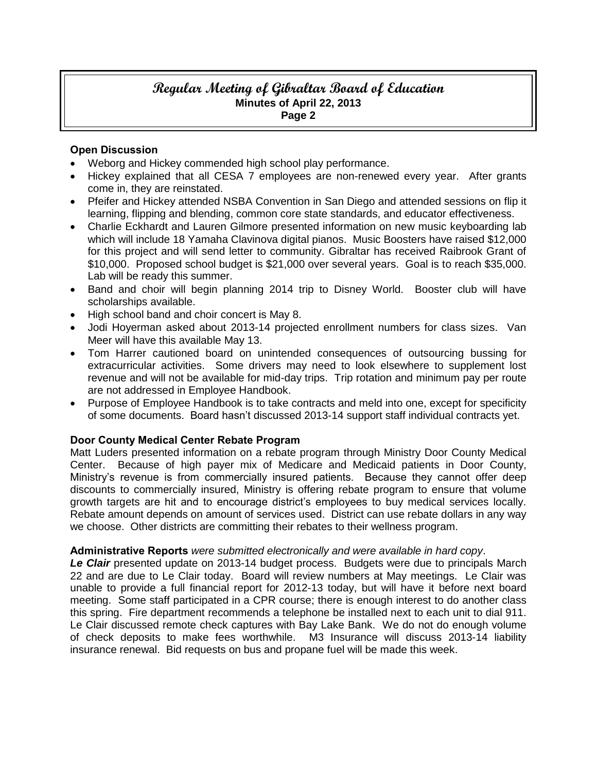### Open Discussion

- Weborg and Hickey commended high school play performance.
- Hickey explained that all CESA 7 employees are non-renewed every year. After grants come in, they are reinstated.
- Pfeifer and Hickey attended NSBA Convention in San Diego and attended sessions on flip it learning, flipping and blending, common core state standards, and educator effectiveness.
- Charlie Eckhardt and Lauren Gilmore presented information on new music keyboarding lab which will include 18 Yamaha Clavinova digital pianos. Music Boosters have raised $12,000 for this project and will send letter to community. Gibraltar has received Raibrook Grant of $10,000. Proposed school budget is $21,000 over several years. Goal is to reach $35,000. Lab will be ready this summer.
- Band and choir will begin planning 2014 trip to Disney World. Booster club will have scholarships available.
- High school band and choir concert is May 8.
- Jodi Hoyerman asked about 2013-14 projected enrollment numbers for class sizes. Van Meer will have this available May 13.
- Tom Harrer cautioned board on unintended consequences of outsourcing bussing for extracurricular activities. Some drivers may need to look elsewhere to supplement lost revenue and will not be available for mid-day trips. Trip rotation and minimum pay per route are not addressed in Employee Handbook.
- Purpose of Employee Handbook is to take contracts and meld into one, except for specificity of some documents. Board hasn't discussed 2013-14 support staff individual contracts yet.

### Door County Medical Center Rebate Program

Matt Luders presented information on a rebate program through Ministry Door County Medical Center. Because of high payer mix of Medicare and Medicaid patients in Door County, Ministry's revenue is from commercially insured patients. Because they cannot offer deep discounts to commercially insured, Ministry is offering rebate program to ensure that volume growth targets are hit and to encourage district's employees to buy medical services locally. Rebate amount depends on amount of services used. District can use rebate dollars in any way we choose. Other districts are committing their rebates to their wellness program.

**Administrative Reports** *were submitted electronically and were available in hard copy*.

***Le Clair*** presented update on 2013-14 budget process. Budgets were due to principals March 22 and are due to Le Clair today. Board will review numbers at May meetings. Le Clair was unable to provide a full financial report for 2012-13 today, but will have it before next board meeting. Some staff participated in a CPR course; there is enough interest to do another class this spring. Fire department recommends a telephone be installed next to each unit to dial 911. Le Clair discussed remote check captures with Bay Lake Bank. We do not do enough volume of check deposits to make fees worthwhile. M3 Insurance will discuss 2013-14 liability insurance renewal. Bid requests on bus and propane fuel will be made this week.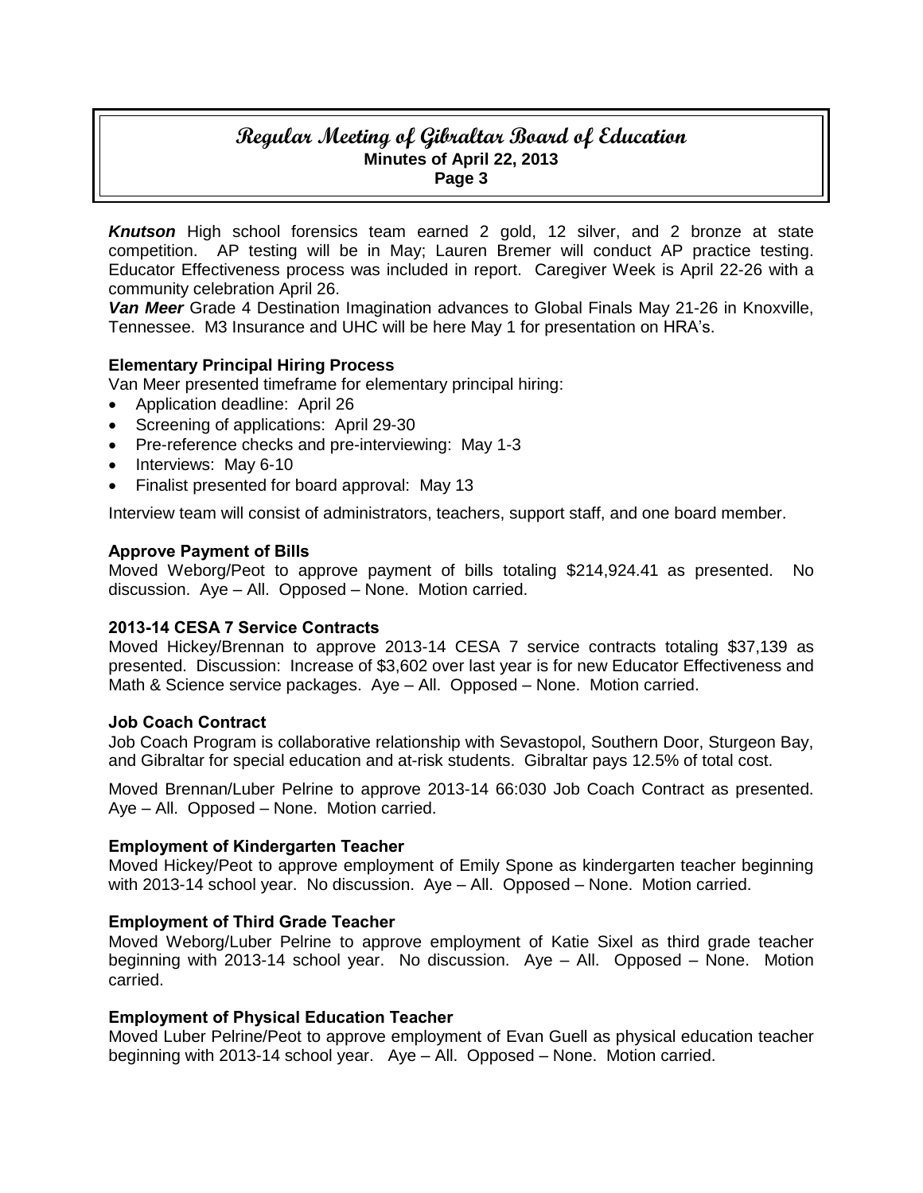***Knutson*** High school forensics team earned 2 gold, 12 silver, and 2 bronze at state competition. AP testing will be in May; Lauren Bremer will conduct AP practice testing. Educator Effectiveness process was included in report. Caregiver Week is April 22-26 with a community celebration April 26.

***Van Meer*** Grade 4 Destination Imagination advances to Global Finals May 21-26 in Knoxville, Tennessee. M3 Insurance and UHC will be here May 1 for presentation on HRA's.

**Elementary Principal Hiring Process**

Van Meer presented timeframe for elementary principal hiring:

- Application deadline: April 26
- Screening of applications: April 29-30
- Pre-reference checks and pre-interviewing: May 1-3
- Interviews: May 6-10
- Finalist presented for board approval: May 13

Interview team will consist of administrators, teachers, support staff, and one board member.

**Approve Payment of Bills**

Moved Weborg/Peot to approve payment of bills totaling $214,924.41 as presented. No discussion. Aye – All. Opposed – None. Motion carried.

**2013-14 CESA 7 Service Contracts**

Moved Hickey/Brennan to approve 2013-14 CESA 7 service contracts totaling $37,139 as presented. Discussion: Increase of $3,602 over last year is for new Educator Effectiveness and Math & Science service packages. Aye – All. Opposed – None. Motion carried.

**Job Coach Contract**

Job Coach Program is collaborative relationship with Sevastopol, Southern Door, Sturgeon Bay, and Gibraltar for special education and at-risk students. Gibraltar pays 12.5% of total cost.

Moved Brennan/Luber Pelrine to approve 2013-14 66:030 Job Coach Contract as presented. Aye – All. Opposed – None. Motion carried.

**Employment of Kindergarten Teacher**

Moved Hickey/Peot to approve employment of Emily Spone as kindergarten teacher beginning with 2013-14 school year. No discussion. Aye – All. Opposed – None. Motion carried.

**Employment of Third Grade Teacher**

Moved Weborg/Luber Pelrine to approve employment of Katie Sixel as third grade teacher beginning with 2013-14 school year. No discussion. Aye – All. Opposed – None. Motion carried.

**Employment of Physical Education Teacher**

Moved Luber Pelrine/Peot to approve employment of Evan Guell as physical education teacher beginning with 2013-14 school year. Aye – All. Opposed – None. Motion carried.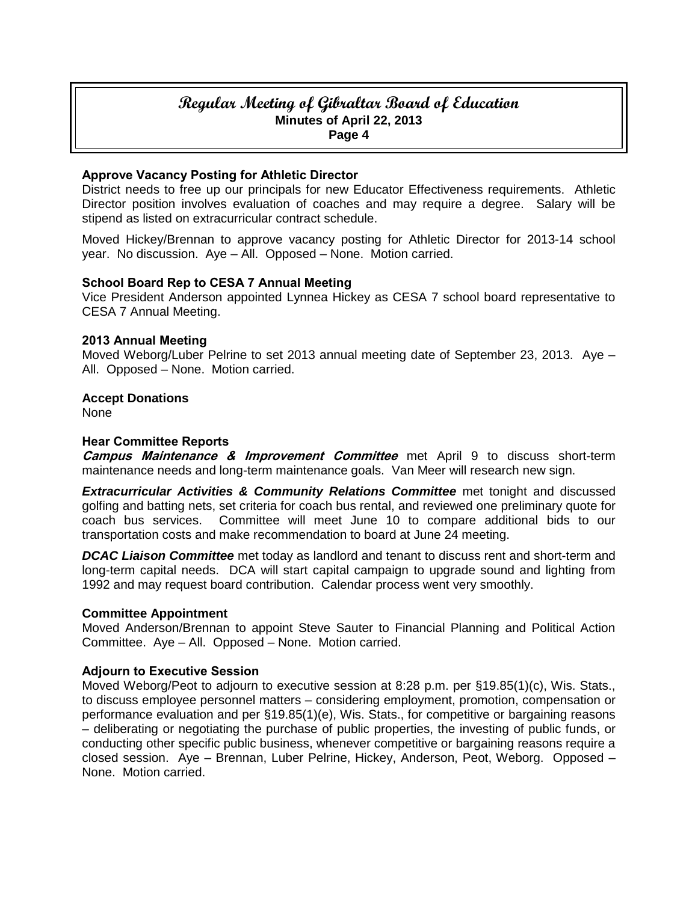### Approve Vacancy Posting for Athletic Director

District needs to free up our principals for new Educator Effectiveness requirements. Athletic Director position involves evaluation of coaches and may require a degree. Salary will be stipend as listed on extracurricular contract schedule.

Moved Hickey/Brennan to approve vacancy posting for Athletic Director for 2013-14 school year. No discussion. Aye – All. Opposed – None. Motion carried.

### School Board Rep to CESA 7 Annual Meeting

Vice President Anderson appointed Lynnea Hickey as CESA 7 school board representative to CESA 7 Annual Meeting.

### 2013 Annual Meeting

Moved Weborg/Luber Pelrine to set 2013 annual meeting date of September 23, 2013. Aye – All. Opposed – None. Motion carried.

### Accept Donations

None

### Hear Committee Reports

***Campus Maintenance & Improvement Committee*** met April 9 to discuss short-term maintenance needs and long-term maintenance goals. Van Meer will research new sign.

***Extracurricular Activities & Community Relations Committee*** met tonight and discussed golfing and batting nets, set criteria for coach bus rental, and reviewed one preliminary quote for coach bus services. Committee will meet June 10 to compare additional bids to our transportation costs and make recommendation to board at June 24 meeting.

***DCAC Liaison Committee*** met today as landlord and tenant to discuss rent and short-term and long-term capital needs. DCA will start capital campaign to upgrade sound and lighting from 1992 and may request board contribution. Calendar process went very smoothly.

### Committee Appointment

Moved Anderson/Brennan to appoint Steve Sauter to Financial Planning and Political Action Committee. Aye – All. Opposed – None. Motion carried.

### Adjourn to Executive Session

Moved Weborg/Peot to adjourn to executive session at 8:28 p.m. per §19.85(1)(c), Wis. Stats., to discuss employee personnel matters – considering employment, promotion, compensation or performance evaluation and per §19.85(1)(e), Wis. Stats., for competitive or bargaining reasons – deliberating or negotiating the purchase of public properties, the investing of public funds, or conducting other specific public business, whenever competitive or bargaining reasons require a closed session. Aye – Brennan, Luber Pelrine, Hickey, Anderson, Peot, Weborg. Opposed – None. Motion carried.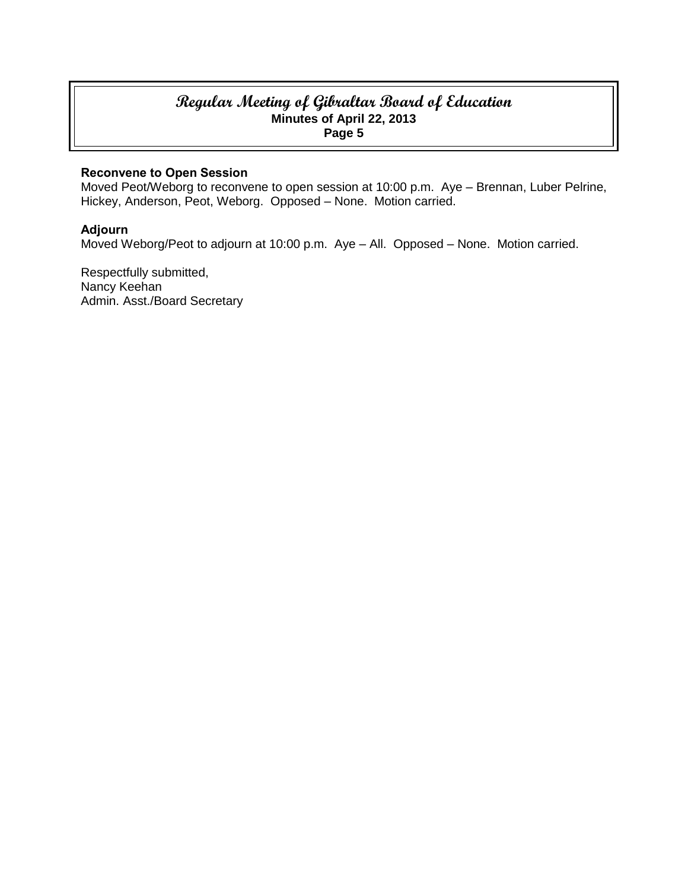**Reconvene to Open Session**

Moved Peot/Weborg to reconvene to open session at 10:00 p.m. Aye – Brennan, Luber Pelrine, Hickey, Anderson, Peot, Weborg. Opposed – None. Motion carried.

**Adjourn**

Moved Weborg/Peot to adjourn at 10:00 p.m. Aye – All. Opposed – None. Motion carried.

Respectfully submitted,
Nancy Keehan
Admin. Asst./Board Secretary